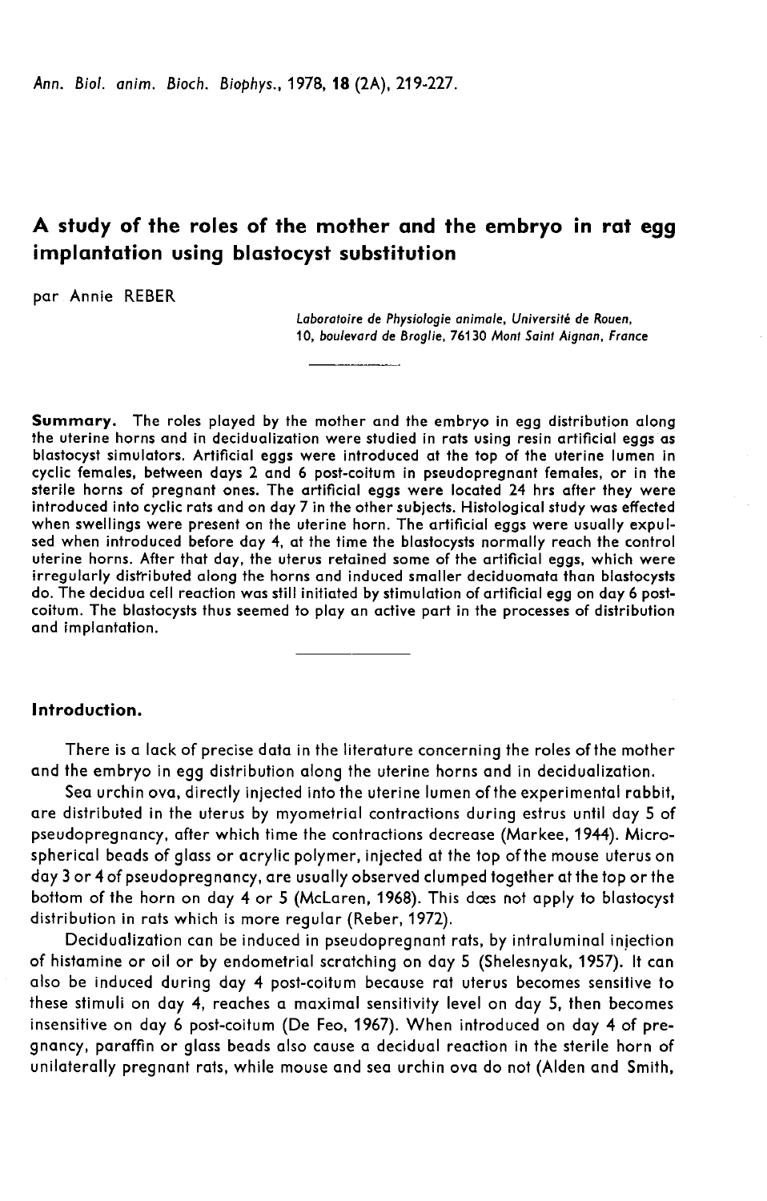# A study of the roles of the mother and the embryo in rat egg implantation using blastocyst substitution

par Annie REBER

*Laboratoire de Physiologie animale, Université de Rouen, 10, boulevard de Broglie, 76130 Mont Saint Aignan, France*

**Summary.** The roles played by the mother and the embryo in egg distribution along the uterine horns and in decidualization were studied in rats using resin artificial eggs as blastocyst simulators. Artificial eggs were introduced at the top of the uterine lumen in cyclic females, between days 2 and 6 post-coitum in pseudopregnant females, or in the sterile horns of pregnant ones. The artificial eggs were located 24 hrs after they were introduced into cyclic rats and on day 7 in the other subjects. Histological study was effected when swellings were present on the uterine horn. The artificial eggs were usually expulsed when introduced before day 4, at the time the blastocysts normally reach the control uterine horns. After that day, the uterus retained some of the artificial eggs, which were irregularly distributed along the horns and induced smaller deciduomata than blastocysts do. The decidua cell reaction was still initiated by stimulation of artificial egg on day 6 post-coitum. The blastocysts thus seemed to play an active part in the processes of distribution and implantation.

## Introduction.

There is a lack of precise data in the literature concerning the roles of the mother and the embryo in egg distribution along the uterine horns and in decidualization.

Sea urchin ova, directly injected into the uterine lumen of the experimental rabbit, are distributed in the uterus by myometrial contractions during estrus until day 5 of pseudopregnancy, after which time the contractions decrease (Markee, 1944). Microspherical beads of glass or acrylic polymer, injected at the top of the mouse uterus on day 3 or 4 of pseudopregnancy, are usually observed clumped together at the top or the bottom of the horn on day 4 or 5 (McLaren, 1968). This dœs not apply to blastocyst distribution in rats which is more regular (Reber, 1972).

Decidualization can be induced in pseudopregnant rats, by intraluminal injection of histamine or oil or by endometrial scratching on day 5 (Shelesnyak, 1957). It can also be induced during day 4 post-coitum because rat uterus becomes sensitive to these stimuli on day 4, reaches a maximal sensitivity level on day 5, then becomes insensitive on day 6 post-coitum (De Feo, 1967). When introduced on day 4 of pregnancy, paraffin or glass beads also cause a decidual reaction in the sterile horn of unilaterally pregnant rats, while mouse and sea urchin ova do not (Alden and Smith,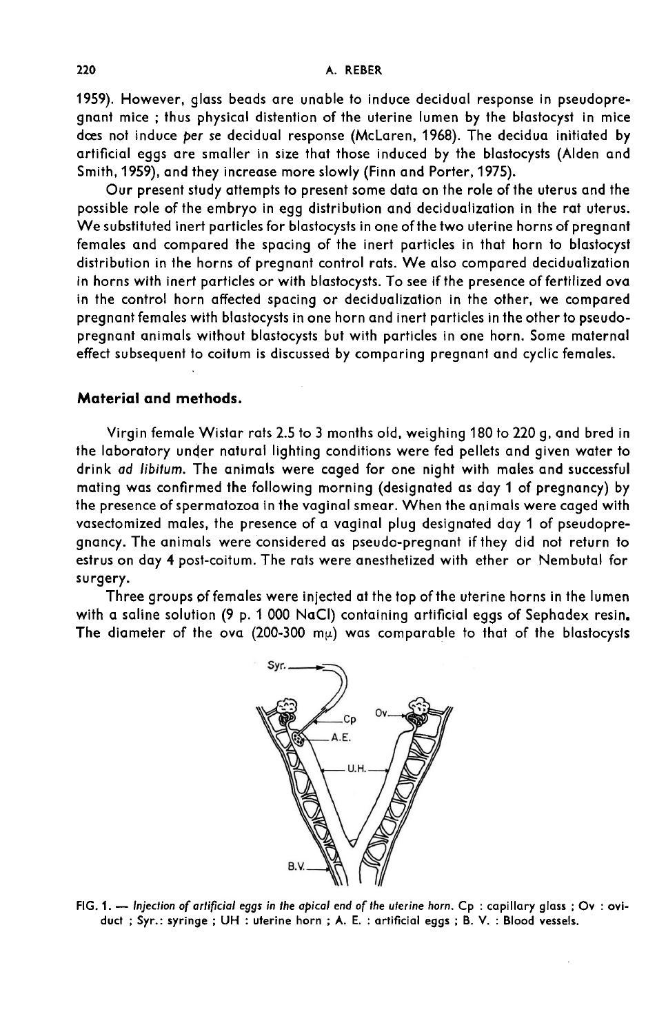1959). However, glass beads are unable to induce decidual response in pseudopregnant mice ; thus physical distention of the uterine lumen by the blastocyst in mice dœs not induce *per se* decidual response (McLaren, 1968). The decidua initiated by artificial eggs are smaller in size that those induced by the blastocysts (Alden and Smith, 1959), and they increase more slowly (Finn and Porter, 1975).

Our present study attempts to present some data on the role of the uterus and the possible role of the embryo in egg distribution and decidualization in the rat uterus. We substituted inert particles for blastocysts in one of the two uterine horns of pregnant females and compared the spacing of the inert particles in that horn to blastocyst distribution in the horns of pregnant control rats. We also compared decidualization in horns with inert particles or with blastocysts. To see if the presence of fertilized ova in the control horn affected spacing or decidualization in the other, we compared pregnant females with blastocysts in one horn and inert particles in the other to pseudopregnant animals without blastocysts but with particles in one horn. Some maternal effect subsequent to coitum is discussed by comparing pregnant and cyclic females.

## Material and methods.

Virgin female Wistar rats 2.5 to 3 months old, weighing 180 to 220 g, and bred in the laboratory under natural lighting conditions were fed pellets and given water to drink *ad libitum*. The animals were caged for one night with males and successful mating was confirmed the following morning (designated as day 1 of pregnancy) by the presence of spermatozoa in the vaginal smear. When the animals were caged with vasectomized males, the presence of a vaginal plug designated day 1 of pseudopregnancy. The animals were considered as pseudo-pregnant if they did not return to estrus on day 4 post-coitum. The rats were anesthetized with ether or Nembutal for surgery.

Three groups of females were injected at the top of the uterine horns in the lumen with a saline solution (9 p. 1 000 NaCl) containing artificial eggs of Sephadex resin. The diameter of the ova (200-300 mμ) was comparable to that of the blastocysts

Syr.

Cp

Ov

A.E.

U.H.

B.V.

FIG. 1. — *Injection of artificial eggs in the apical end of the uterine horn.* Cp : capillary glass ; Ov : oviduct ; Syr.: syringe ; UH : uterine horn ; A. E. : artificial eggs ; B. V. : Blood vessels.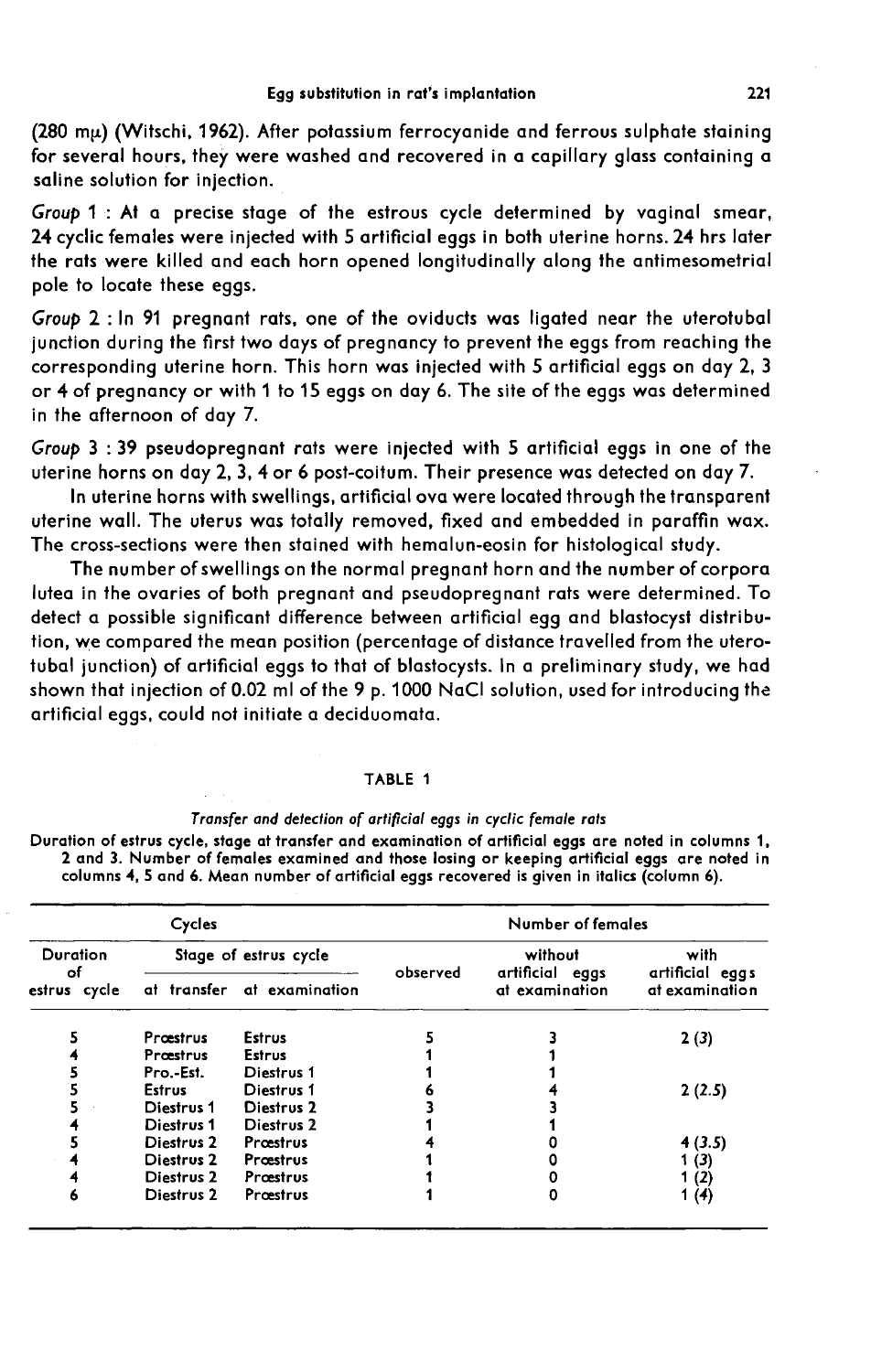(280 mμ) (Witschi, 1962). After potassium ferrocyanide and ferrous sulphate staining for several hours, they were washed and recovered in a capillary glass containing a saline solution for injection.

*Group* 1 : At a precise stage of the estrous cycle determined by vaginal smear, 24 cyclic females were injected with 5 artificial eggs in both uterine horns. 24 hrs later the rats were killed and each horn opened longitudinally along the antimesometrial pole to locate these eggs.

*Group* 2 : In 91 pregnant rats, one of the oviducts was ligated near the uterotubal junction during the first two days of pregnancy to prevent the eggs from reaching the corresponding uterine horn. This horn was injected with 5 artificial eggs on day 2, 3 or 4 of pregnancy or with 1 to 15 eggs on day 6. The site of the eggs was determined in the afternoon of day 7.

*Group* 3 : 39 pseudopregnant rats were injected with 5 artificial eggs in one of the uterine horns on day 2, 3, 4 or 6 post-coitum. Their presence was detected on day 7.

In uterine horns with swellings, artificial ova were located through the transparent uterine wall. The uterus was totally removed, fixed and embedded in paraffin wax. The cross-sections were then stained with hemalun-eosin for histological study.

The number of swellings on the normal pregnant horn and the number of corpora lutea in the ovaries of both pregnant and pseudopregnant rats were determined. To detect a possible significant difference between artificial egg and blastocyst distribution, we compared the mean position (percentage of distance travelled from the utero-tubal junction) of artificial eggs to that of blastocysts. In a preliminary study, we had shown that injection of 0.02 ml of the 9 p. 1000 NaCl solution, used for introducing the artificial eggs, could not initiate a deciduomata.

TABLE 1

*Transfer and detection of artificial eggs in cyclic female rats*

Duration of estrus cycle, stage at transfer and examination of artificial eggs are noted in columns 1, 2 and 3. Number of females examined and those losing or keeping artificial eggs are noted in columns 4, 5 and 6. Mean number of artificial eggs recovered is given in italics (column 6).

| Cycles | | | Number of females | | |
|---|---|---|---|---|---|
| Duration of estrus cycle | Stage of estrus cycle | | observed | without artificial eggs at examination | with artificial eggs at examination |
| | at transfer | at examination | | | |
| 5 | Prœstrus | Estrus | 5 | 3 | 2 *(3)* |
| 4 | Prœstrus | Estrus | 1 | 1 | |
| 5 | Pro.-Est. | Diestrus 1 | 1 | 1 | |
| 5 | Estrus | Diestrus 1 | 6 | 4 | 2 *(2.5)* |
| 5 | Diestrus 1 | Diestrus 2 | 3 | 3 | |
| 4 | Diestrus 1 | Diestrus 2 | 1 | 1 | |
| 5 | Diestrus 2 | Prœstrus | 4 | 0 | 4 *(3.5)* |
| 4 | Diestrus 2 | Prœstrus | 1 | 0 | 1 *(3)* |
| 4 | Diestrus 2 | Prœstrus | 1 | 0 | 1 *(2)* |
| 6 | Diestrus 2 | Prœstrus | 1 | 0 | 1 *(4)* |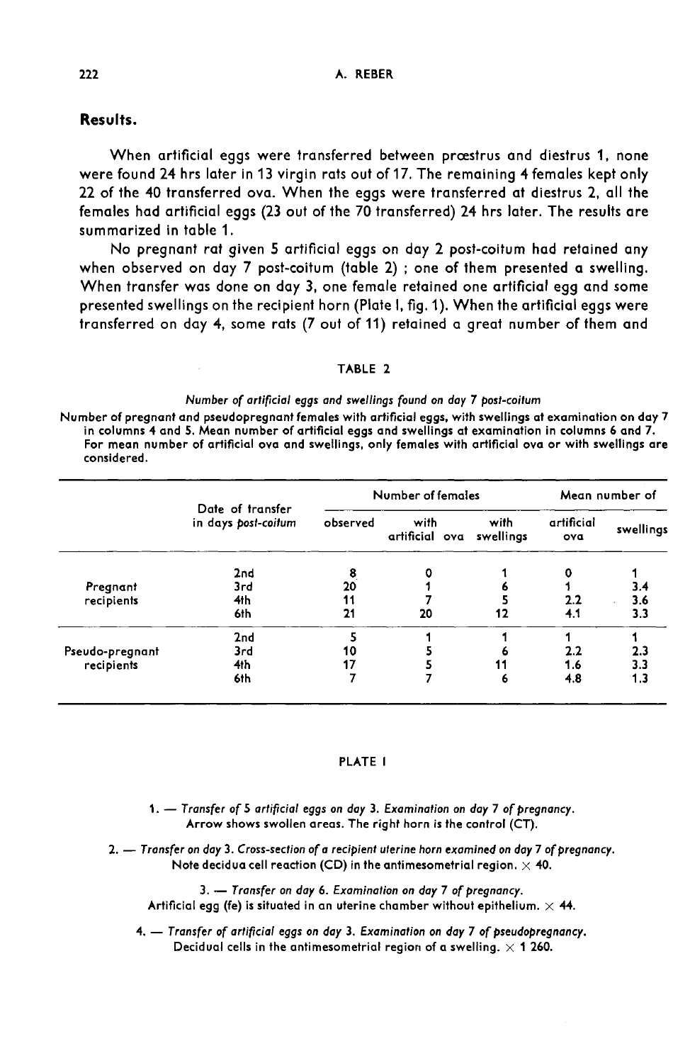## Results.

When artificial eggs were transferred between prœstrus and diestrus 1, none were found 24 hrs later in 13 virgin rats out of 17. The remaining 4 females kept only 22 of the 40 transferred ova. When the eggs were transferred at diestrus 2, all the females had artificial eggs (23 out of the 70 transferred) 24 hrs later. The results are summarized in table 1.

No pregnant rat given 5 artificial eggs on day 2 post-coitum had retained any when observed on day 7 post-coitum (table 2) ; one of them presented a swelling. When transfer was done on day 3, one female retained one artificial egg and some presented swellings on the recipient horn (Plate I, fig. 1). When the artificial eggs were transferred on day 4, some rats (7 out of 11) retained a great number of them and

TABLE 2

*Number of artificial eggs and swellings found on day 7 post-coitum*

Number of pregnant and pseudopregnant females with artificial eggs, with swellings at examination on day 7 in columns 4 and 5. Mean number of artificial eggs and swellings at examination in columns 6 and 7. For mean number of artificial ova and swellings, only females with artificial ova or with swellings are considered.

| | Date of transfer in days *post-coitum* | Number of females | | | Mean number of | |
|---|---|---|---|---|---|---|
| | | observed | with artificial ova | with swellings | artificial ova | swellings |
| Pregnant recipients | 2nd | 8 | 0 | 1 | 0 | 1 |
| | 3rd | 20 | 1 | 6 | 1 | 3.4 |
| | 4th | 11 | 7 | 5 | 2.2 | 3.6 |
| | 6th | 21 | 20 | 12 | 4.1 | 3.3 |
| Pseudo-pregnant recipients | 2nd | 5 | 1 | 1 | 1 | 1 |
| | 3rd | 10 | 5 | 6 | 2.2 | 2.3 |
| | 4th | 17 | 5 | 11 | 1.6 | 3.3 |
| | 6th | 7 | 7 | 6 | 4.8 | 1.3 |

PLATE I

1. — *Transfer of 5 artificial eggs on day 3. Examination on day 7 of pregnancy.* Arrow shows swollen areas. The right horn is the control (CT).

2. — *Transfer on day 3. Cross-section of a recipient uterine horn examined on day 7 of pregnancy.* Note decidua cell reaction (CD) in the antimesometrial region. × 40.

3. — *Transfer on day 6. Examination on day 7 of pregnancy.* Artificial egg (fe) is situated in an uterine chamber without epithelium. × 44.

4. — *Transfer of artificial eggs on day 3. Examination on day 7 of pseudopregnancy.* Decidual cells in the antimesometrial region of a swelling. × 1 260.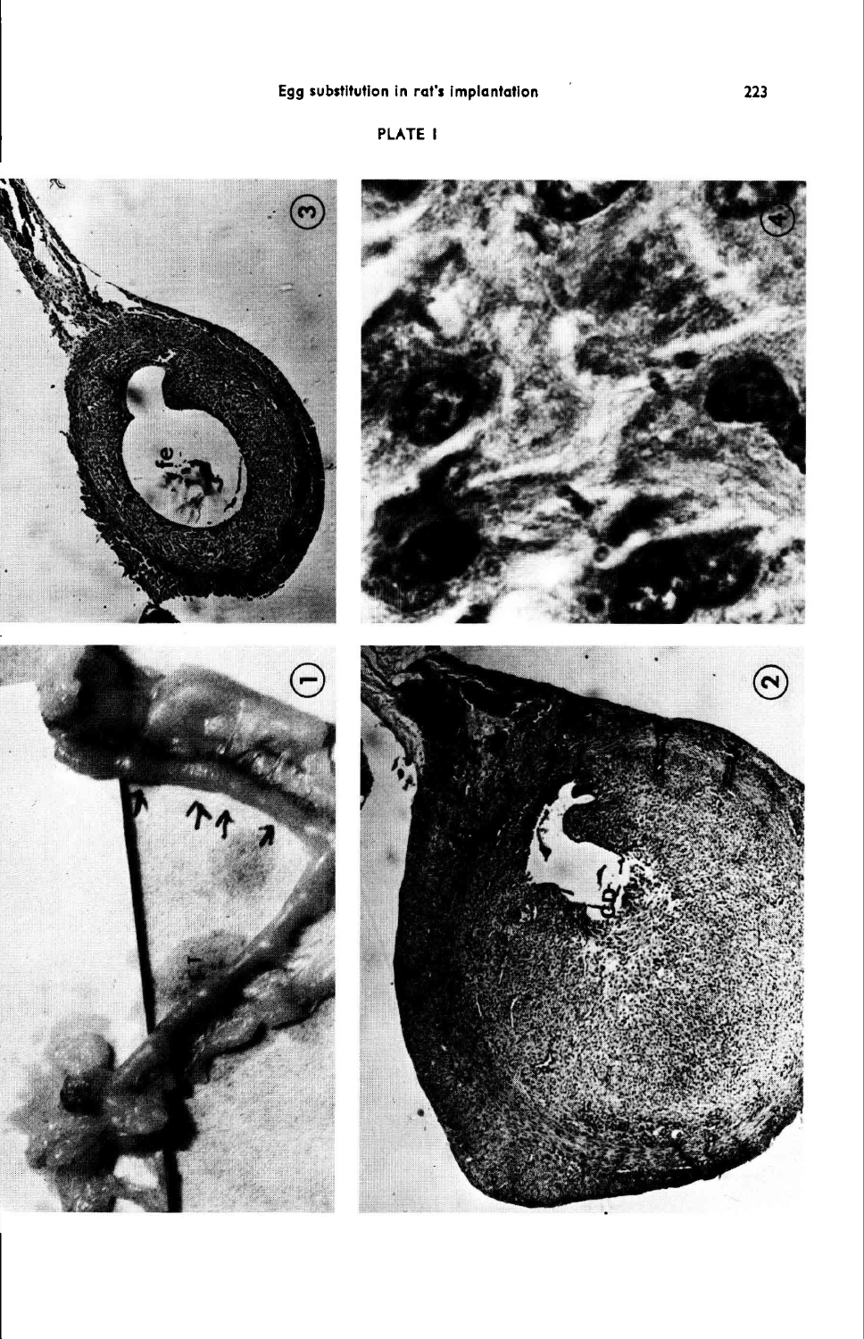PLATE I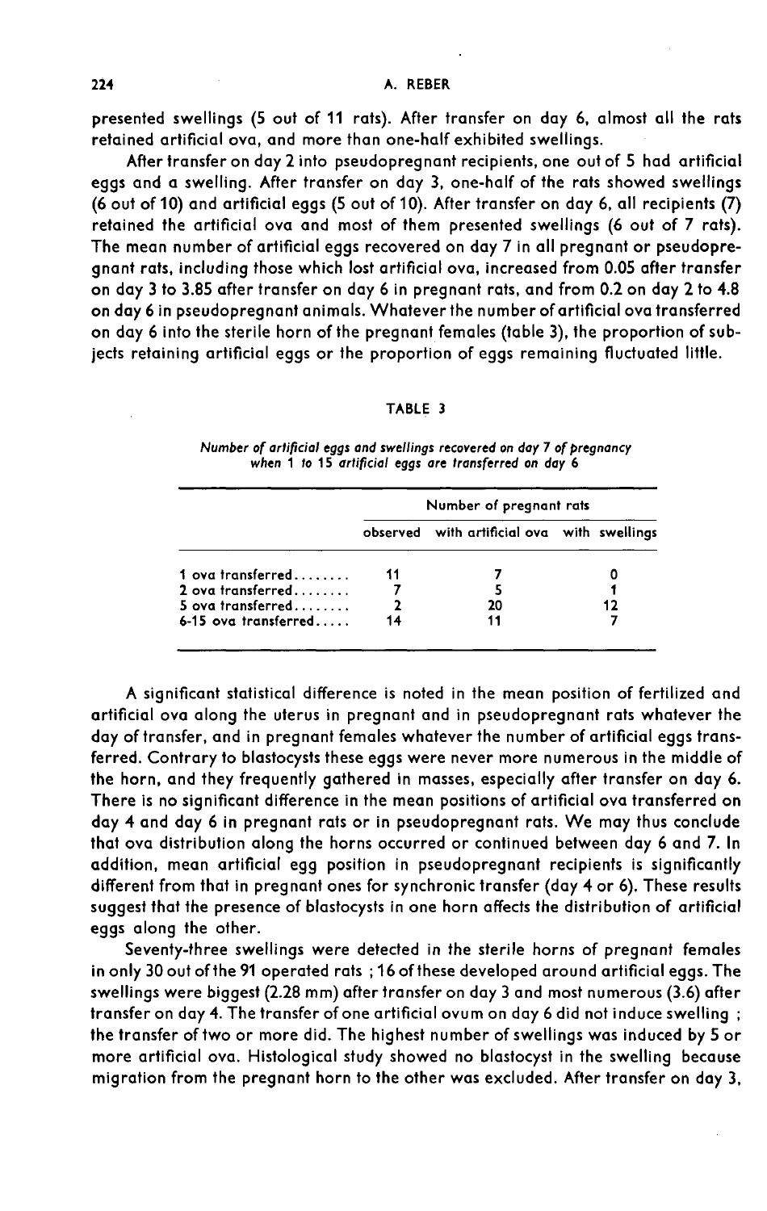presented swellings (5 out of 11 rats). After transfer on day 6, almost all the rats retained artificial ova, and more than one-half exhibited swellings.

After transfer on day 2 into pseudopregnant recipients, one out of 5 had artificial eggs and a swelling. After transfer on day 3, one-half of the rats showed swellings (6 out of 10) and artificial eggs (5 out of 10). After transfer on day 6, all recipients (7) retained the artificial ova and most of them presented swellings (6 out of 7 rats). The mean number of artificial eggs recovered on day 7 in all pregnant or pseudopregnant rats, including those which lost artificial ova, increased from 0.05 after transfer on day 3 to 3.85 after transfer on day 6 in pregnant rats, and from 0.2 on day 2 to 4.8 on day 6 in pseudopregnant animals. Whatever the number of artificial ova transferred on day 6 into the sterile horn of the pregnant females (table 3), the proportion of subjects retaining artificial eggs or the proportion of eggs remaining fluctuated little.

TABLE 3

*Number of artificial eggs and swellings recovered on day 7 of pregnancy when 1 to 15 artificial eggs are transferred on day 6*

| | Number of pregnant rats | | |
|---|---|---|---|
| | observed | with artificial ova | with swellings |
| 1 ova transferred........ | 11 | 7 | 0 |
| 2 ova transferred........ | 7 | 5 | 1 |
| 5 ova transferred........ | 2 | 20 | 12 |
| 6-15 ova transferred..... | 14 | 11 | 7 |

A significant statistical difference is noted in the mean position of fertilized and artificial ova along the uterus in pregnant and in pseudopregnant rats whatever the day of transfer, and in pregnant females whatever the number of artificial eggs transferred. Contrary to blastocysts these eggs were never more numerous in the middle of the horn, and they frequently gathered in masses, especially after transfer on day 6. There is no significant difference in the mean positions of artificial ova transferred on day 4 and day 6 in pregnant rats or in pseudopregnant rats. We may thus conclude that ova distribution along the horns occurred or continued between day 6 and 7. In addition, mean artificial egg position in pseudopregnant recipients is significantly different from that in pregnant ones for synchronic transfer (day 4 or 6). These results suggest that the presence of blastocysts in one horn affects the distribution of artificial eggs along the other.

Seventy-three swellings were detected in the sterile horns of pregnant females in only 30 out of the 91 operated rats ; 16 of these developed around artificial eggs. The swellings were biggest (2.28 mm) after transfer on day 3 and most numerous (3.6) after transfer on day 4. The transfer of one artificial ovum on day 6 did not induce swelling ; the transfer of two or more did. The highest number of swellings was induced by 5 or more artificial ova. Histological study showed no blastocyst in the swelling because migration from the pregnant horn to the other was excluded. After transfer on day 3,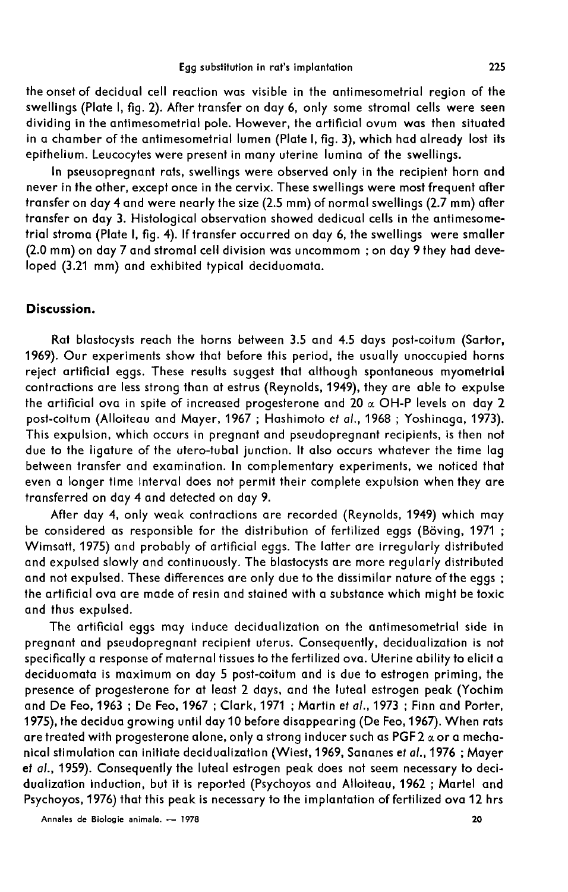the onset of decidual cell reaction was visible in the antimesometrial region of the swellings (Plate I, fig. 2). After transfer on day 6, only some stromal cells were seen dividing in the antimesometrial pole. However, the artificial ovum was then situated in a chamber of the antimesometrial lumen (Plate I, fig. 3), which had already lost its epithelium. Leucocytes were present in many uterine lumina of the swellings.

In pseusopregnant rats, swellings were observed only in the recipient horn and never in the other, except once in the cervix. These swellings were most frequent after transfer on day 4 and were nearly the size (2.5 mm) of normal swellings (2.7 mm) after transfer on day 3. Histological observation showed dedicual cells in the antimesometrial stroma (Plate I, fig. 4). If transfer occurred on day 6, the swellings were smaller (2.0 mm) on day 7 and stromal cell division was uncommom ; on day 9 they had developed (3.21 mm) and exhibited typical deciduomata.

## Discussion.

Rat blastocysts reach the horns between 3.5 and 4.5 days post-coitum (Sartor, 1969). Our experiments show that before this period, the usually unoccupied horns reject artificial eggs. These results suggest that although spontaneous myometrial contractions are less strong than at estrus (Reynolds, 1949), they are able to expulse the artificial ova in spite of increased progesterone and 20 $\alpha$ OH-P levels on day 2 post-coitum (Alloiteau and Mayer, 1967 ; Hashimoto *et al.*, 1968 ; Yoshinaga, 1973). This expulsion, which occurs in pregnant and pseudopregnant recipients, is then not due to the ligature of the utero-tubal junction. It also occurs whatever the time lag between transfer and examination. In complementary experiments, we noticed that even a longer time interval does not permit their complete expulsion when they are transferred on day 4 and detected on day 9.

After day 4, only weak contractions are recorded (Reynolds, 1949) which may be considered as responsible for the distribution of fertilized eggs (Böving, 1971 ; Wimsatt, 1975) and probably of artificial eggs. The latter are irregularly distributed and expulsed slowly and continuously. The blastocysts are more regularly distributed and not expulsed. These differences are only due to the dissimilar nature of the eggs ; the artificial ova are made of resin and stained with a substance which might be toxic and thus expulsed.

The artificial eggs may induce decidualization on the antimesometrial side in pregnant and pseudopregnant recipient uterus. Consequently, decidualization is not specifically a response of maternal tissues to the fertilized ova. Uterine ability to elicit a deciduomata is maximum on day 5 post-coitum and is due to estrogen priming, the presence of progesterone for at least 2 days, and the luteal estrogen peak (Yochim and De Feo, 1963 ; De Feo, 1967 ; Clark, 1971 ; Martin *et al.*, 1973 ; Finn and Porter, 1975), the decidua growing until day 10 before disappearing (De Feo, 1967). When rats are treated with progesterone alone, only a strong inducer such as PGF2 $\alpha$ or a mechanical stimulation can initiate decidualization (Wiest, 1969, Sananes *et al.*, 1976 ; Mayer *et al.*, 1959). Consequently the luteal estrogen peak does not seem necessary to decidualization induction, but it is reported (Psychoyos and Alloiteau, 1962 ; Martel and Psychoyos, 1976) that this peak is necessary to the implantation of fertilized ova 12 hrs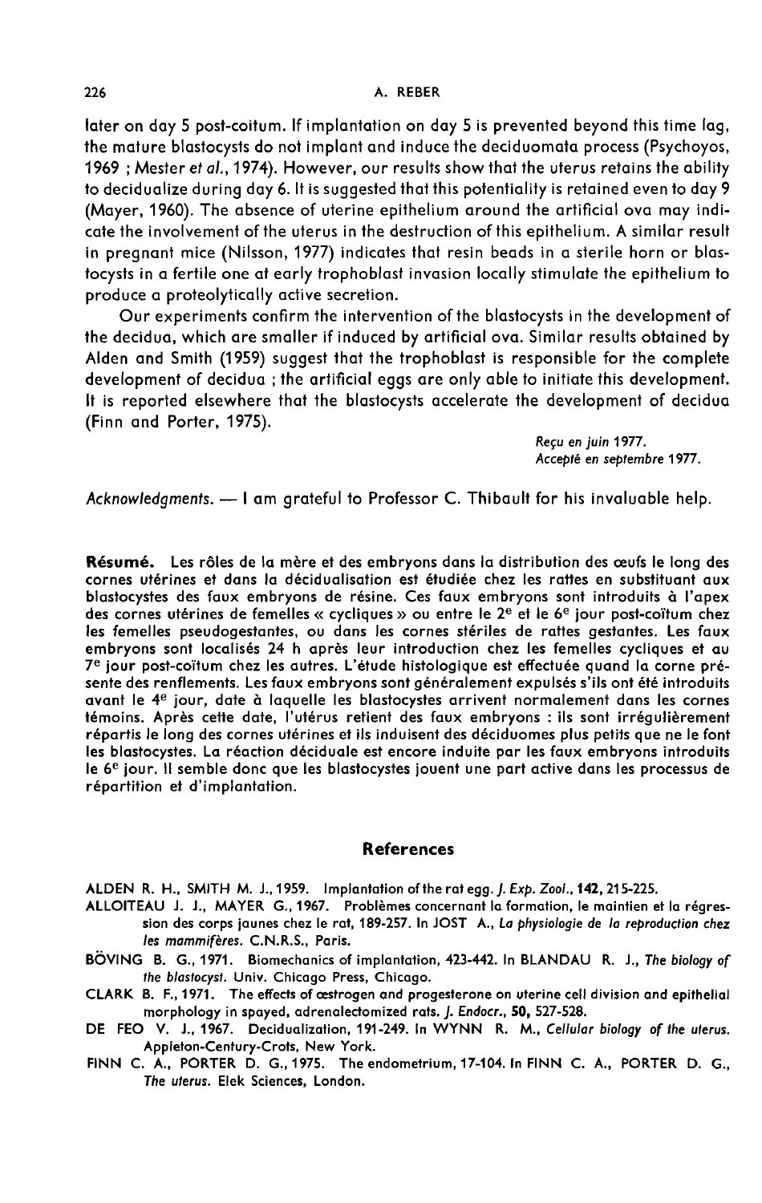later on day 5 post-coitum. If implantation on day 5 is prevented beyond this time lag, the mature blastocysts do not implant and induce the deciduomata process (Psychoyos, 1969 ; Mester *et al.*, 1974). However, our results show that the uterus retains the ability to decidualize during day 6. It is suggested that this potentiality is retained even to day 9 (Mayer, 1960). The absence of uterine epithelium around the artificial ova may indicate the involvement of the uterus in the destruction of this epithelium. A similar result in pregnant mice (Nilsson, 1977) indicates that resin beads in a sterile horn or blastocysts in a fertile one at early trophoblast invasion locally stimulate the epithelium to produce a proteolytically active secretion.

Our experiments confirm the intervention of the blastocysts in the development of the decidua, which are smaller if induced by artificial ova. Similar results obtained by Alden and Smith (1959) suggest that the trophoblast is responsible for the complete development of decidua ; the artificial eggs are only able to initiate this development. It is reported elsewhere that the blastocysts accelerate the development of decidua (Finn and Porter, 1975).

*Reçu en juin 1977.*
*Accepté en septembre 1977.*

*Acknowledgments.* — I am grateful to Professor C. Thibault for his invaluable help.

**Résumé.** Les rôles de la mère et des embryons dans la distribution des œufs le long des cornes utérines et dans la décidualisation est étudiée chez les rattes en substituant aux blastocystes des faux embryons de résine. Ces faux embryons sont introduits à l'apex des cornes utérines de femelles « cycliques » ou entre le 2[e] et le 6[e] jour post-coïtum chez les femelles pseudogestantes, ou dans les cornes stériles de rattes gestantes. Les faux embryons sont localisés 24 h après leur introduction chez les femelles cycliques et au 7[e] jour post-coïtum chez les autres. L'étude histologique est effectuée quand la corne présente des renflements. Les faux embryons sont généralement expulsés s'ils ont été introduits avant le 4[e] jour, date à laquelle les blastocystes arrivent normalement dans les cornes témoins. Après cette date, l'utérus retient des faux embryons : ils sont irrégulièrement répartis le long des cornes utérines et ils induisent des déciduomes plus petits que ne le font les blastocystes. La réaction déciduale est encore induite par les faux embryons introduits le 6[e] jour. Il semble donc que les blastocystes jouent une part active dans les processus de répartition et d'implantation.

## References

ALDEN R. H., SMITH M. J., 1959. Implantation of the rat egg. *J. Exp. Zool.*, **142**, 215-225.

ALLOITEAU J. J., MAYER G., 1967. Problèmes concernant la formation, le maintien et la régression des corps jaunes chez le rat, 189-257. In JOST A., *La physiologie de la reproduction chez les mammifères.* C.N.R.S., Paris.

BÖVING B. G., 1971. Biomechanics of implantation, 423-442. In BLANDAU R. J., *The biology of the blastocyst.* Univ. Chicago Press, Chicago.

CLARK B. F., 1971. The effects of œstrogen and progesterone on uterine cell division and epithelial morphology in spayed, adrenalectomized rats. *J. Endocr.*, **50**, 527-528.

DE FEO V. J., 1967. Decidualization, 191-249. In WYNN R. M., *Cellular biology of the uterus.* Appleton-Century-Crots, New York.

FINN C. A., PORTER D. G., 1975. The endometrium, 17-104. In FINN C. A., PORTER D. G., *The uterus.* Elek Sciences, London.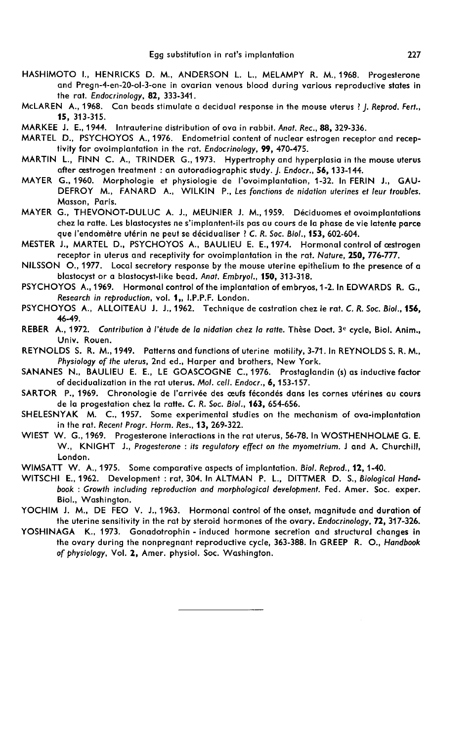HASHIMOTO I., HENRICKS D. M., ANDERSON L. L., MELAMPY R. M., 1968. Progesterone and Pregn-4-en-20-ol-3-one in ovarian venous blood during various reproductive states in the rat. *Endocrinology*, **82**, 333-341.

McLAREN A., 1968. Can beads stimulate a decidual response in the mouse uterus ? *J. Reprod. Fert.*, **15**, 313-315.

MARKEE J. E., 1944. Intrauterine distribution of ova in rabbit. *Anat. Rec.*, **88**, 329-336.

MARTEL D., PSYCHOYOS A., 1976. Endometrial content of nuclear estrogen receptor and receptivity for ovoimplantation in the rat. *Endocrinology*, **99**, 470-475.

MARTIN L., FINN C. A., TRINDER G., 1973. Hypertrophy and hyperplasia in the mouse uterus after œstrogen treatment : an autoradiographic study. *J. Endocr.*, **56**, 133-144.

MAYER G., 1960. Morphologie et physiologie de l'ovoimplantation, 1-32. In FERIN J., GAUDEFROY M., FANARD A., WILKIN P., *Les fonctions de nidation uterines et leur troubles.* Masson, Paris.

MAYER G., THEVONOT-DULUC A. J., MEUNIER J. M., 1959. Déciduomes et ovoimplantations chez la ratte. Les blastocystes ne s'implantent-ils pas au cours de la phase de vie latente parce que l'endomètre utérin ne peut se décidualiser ? *C. R. Soc. Biol.*, **153**, 602-604.

MESTER J., MARTEL D., PSYCHOYOS A., BAULIEU E. E., 1974. Hormonal control of œstrogen receptor in uterus and receptivity for ovoimplantation in the rat. *Nature*, **250**, 776-777.

NILSSON O., 1977. Local secretory response by the mouse uterine epithelium to the presence of a blastocyst or a blastocyst-like bead. *Anat. Embryol.*, **150**, 313-318.

PSYCHOYOS A., 1969. Hormonal control of the implantation of embryos, 1-2. In EDWARDS R. G., *Research in reproduction*, vol. **1**,, I.P.P.F. London.

PSYCHOYOS A., ALLOITEAU J. J., 1962. Technique de castration chez le rat. *C. R. Soc. Biol.*, **156**, 46-49.

REBER A., 1972. *Contribution à l'étude de la nidation chez la ratte.* Thèse Doct. 3e cycle, Biol. Anim., Univ. Rouen.

REYNOLDS S. R. M., 1949. Patterns and functions of uterine motility, 3-71. In REYNOLDS S. R. M., *Physiology of the uterus*, 2nd ed., Harper and brothers, New York.

SANANES N., BAULIEU E. E., LE GOASCOGNE C., 1976. Prostaglandin (s) as inductive factor of decidualization in the rat uterus. *Mol. cell. Endocr.*, **6**, 153-157.

SARTOR P., 1969. Chronologie de l'arrivée des œufs fécondés dans les cornes utérines au cours de la progestation chez la ratte. *C. R. Soc. Biol.*, **163**, 654-656.

SHELESNYAK M. C., 1957. Some experimental studies on the mechanism of ova-implantation in the rat. *Recent Progr. Horm. Res.*, **13**, 269-322.

WIEST W. G., 1969. Progesterone interactions in the rat uterus, 56-78. In WOSTHENHOLME G. E. W., KNIGHT J., *Progesterone : its regulatory effect on the myometrium.* J and A. Churchill, London.

WIMSATT W. A., 1975. Some comparative aspects of implantation. *Biol. Reprod.*, **12**, 1-40.

WITSCHI E., 1962. Development : rat, 304. In ALTMAN P. L., DITTMER D. S., *Biological Handbook : Growth including reproduction and morphological development.* Fed. Amer. Soc. exper. Biol., Washington.

YOCHIM J. M., DE FEO V. J., 1963. Hormonal control of the onset, magnitude and duration of the uterine sensitivity in the rat by steroid hormones of the ovary. *Endocrinology*, **72**, 317-326.

YOSHINAGA K., 1973. Gonadotrophin - induced hormone secretion and structural changes in the ovary during the nonpregnant reproductive cycle, 363-388. In GREEP R. O., *Handbook of physiology*, Vol. **2**, Amer. physiol. Soc. Washington.